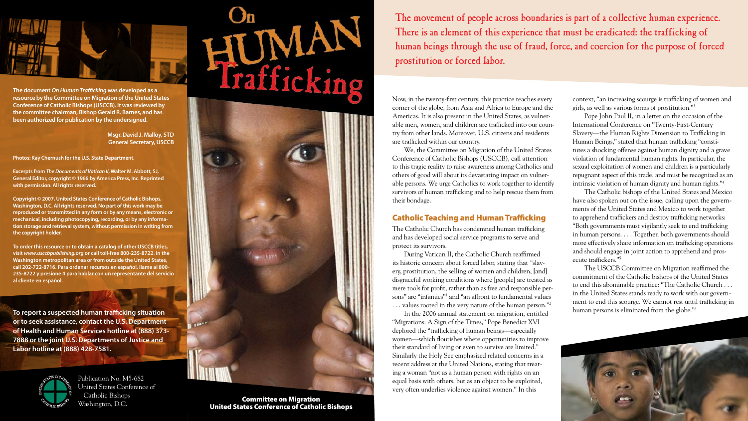The document *On Human Trafficking* was developed as a resource by the Committee on Migration of the United States Conference of Catholic Bishops (USCCB). It was reviewed by the committee chairman, Bishop Gerald R. Barnes, and has been authorized for publication by the undersigned.

**Msgr. David J. Malloy, STD**
**General Secretary, USCCB**

Photos: Kay Chernush for the U.S. State Department.

Excerpts from *The Documents of Vatican II*, Walter M. Abbott, SJ, General Editor, copyright © 1966 by America Press, Inc. Reprinted with permission. All rights reserved.

Copyright © 2007, United States Conference of Catholic Bishops, Washington, D.C. All rights reserved. No part of this work may be reproduced or transmitted in any form or by any means, electronic or mechanical, including photocopying, recording, or by any information storage and retrieval system, without permission in writing from the copyright holder.

To order this resource or to obtain a catalog of other USCCB titles, visit *www.usccbpublishing.org* or call toll-free 800-235-8722. In the Washington metropolitan area or from outside the United States, call 202-722-8716. Para ordenar recursos en español, llame al 800-235-8722 y presione 4 para hablar con un representante del servicio al cliente en español.

**To report a suspected human trafficking situation or to seek assistance, contact the U.S. Department of Health and Human Services hotline at (888) 373-7888 or the joint U.S. Departments of Justice and Labor hotline at (888) 428-7581.**

Publication No. M5-682
United States Conference of Catholic Bishops
Washington, D.C.

# On Human Trafficking

**Committee on Migration**
**United States Conference of Catholic Bishops**

The movement of people across boundaries is part of a collective human experience. There is an element of this experience that must be eradicated: the trafficking of human beings through the use of fraud, force, and coercion for the purpose of forced prostitution or forced labor.

Now, in the twenty-first century, this practice reaches every corner of the globe, from Asia and Africa to Europe and the Americas. It is also present in the United States, as vulnerable men, women, and children are trafficked into our country from other lands. Moreover, U.S. citizens and residents are trafficked within our country.

We, the Committee on Migration of the United States Conference of Catholic Bishops (USCCB), call attention to this tragic reality to raise awareness among Catholics and others of good will about its devastating impact on vulnerable persons. We urge Catholics to work together to identify survivors of human trafficking and to help rescue them from their bondage.

## Catholic Teaching and Human Trafficking

The Catholic Church has condemned human trafficking and has developed social service programs to serve and protect its survivors.

During Vatican II, the Catholic Church reaffirmed its historic concern about forced labor, stating that "slavery, prostitution, the selling of women and children, [and] disgraceful working conditions where [people] are treated as mere tools for profit, rather than as free and responsible persons" are "infamies"[1] and "an affront to fundamental values . . . values rooted in the very nature of the human person."[2]

In the 2006 annual statement on migration, entitled "Migrations: A Sign of the Times," Pope Benedict XVI deplored the "trafficking of human beings—especially women—which flourishes where opportunities to improve their standard of living or even to survive are limited." Similarly the Holy See emphasized related concerns in a recent address at the United Nations, stating that treating a woman "not as a human person with rights on an equal basis with others, but as an object to be exploited, very often underlies violence against women." In this context, "an increasing scourge is trafficking of women and girls, as well as various forms of prostitution."[3]

Pope John Paul II, in a letter on the occasion of the International Conference on "Twenty-First-Century Slavery—the Human Rights Dimension to Trafficking in Human Beings," stated that human trafficking "constitutes a shocking offense against human dignity and a grave violation of fundamental human rights. In particular, the sexual exploitation of women and children is a particularly repugnant aspect of this trade, and must be recognized as an intrinsic violation of human dignity and human rights."[4]

The Catholic bishops of the United States and Mexico have also spoken out on the issue, calling upon the governments of the United States and Mexico to work together to apprehend traffickers and destroy trafficking networks: "Both governments must vigilantly seek to end trafficking in human persons. . . . Together, both governments should more effectively share information on trafficking operations and should engage in joint action to apprehend and prosecute traffickers."[5]

The USCCB Committee on Migration reaffirmed the commitment of the Catholic bishops of the United States to end this abominable practice: "The Catholic Church . . . in the United States stands ready to work with our government to end this scourge. We cannot rest until trafficking in human persons is eliminated from the globe."[6]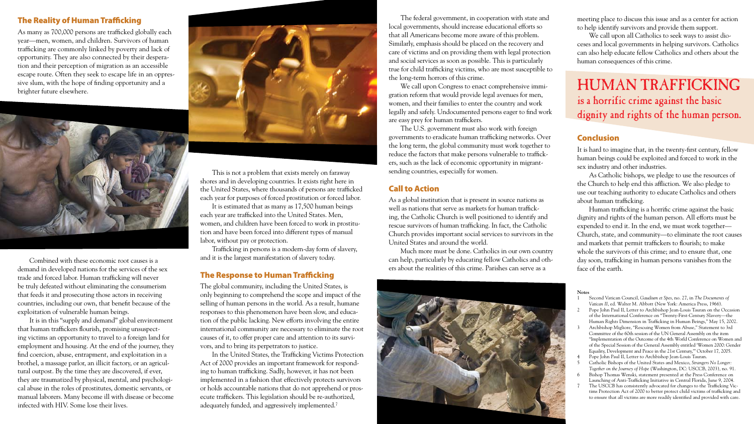## The Reality of Human Trafficking

As many as 700,000 persons are trafficked globally each year—men, women, and children. Survivors of human trafficking are commonly linked by poverty and lack of opportunity. They are also connected by their desperation and their perception of migration as an accessible escape route. Often they seek to escape life in an oppressive slum, with the hope of finding opportunity and a brighter future elsewhere.

Combined with these economic root causes is a demand in developed nations for the services of the sex trade and forced labor. Human trafficking will never be truly defeated without eliminating the consumerism that feeds it and prosecuting those actors in receiving countries, including our own, that benefit because of the exploitation of vulnerable human beings.

It is in this "supply and demand" global environment that human traffickers flourish, promising unsuspecting victims an opportunity to travel to a foreign land for employment and housing. At the end of the journey, they find coercion, abuse, entrapment, and exploitation in a brothel, a massage parlor, an illicit factory, or an agricultural outpost. By the time they are discovered, if ever, they are traumatized by physical, mental, and psychological abuse in the roles of prostitutes, domestic servants, or manual laborers. Many become ill with disease or become infected with HIV. Some lose their lives.

This is not a problem that exists merely on faraway shores and in developing countries. It exists right here in the United States, where thousands of persons are trafficked each year for purposes of forced prostitution or forced labor.

It is estimated that as many as 17,500 human beings each year are trafficked into the United States. Men, women, and children have been forced to work in prostitution and have been forced into different types of manual labor, without pay or protection.

Trafficking in persons is a modern-day form of slavery, and it is the largest manifestation of slavery today.

## The Response to Human Trafficking

The global community, including the United States, is only beginning to comprehend the scope and impact of the selling of human persons in the world. As a result, humane responses to this phenomenon have been slow, and education of the public lacking. New efforts involving the entire international community are necessary to eliminate the root causes of it, to offer proper care and attention to its survivors, and to bring its perpetrators to justice.

In the United States, the Trafficking Victims Protection Act of 2000 provides an important framework for responding to human trafficking. Sadly, however, it has not been implemented in a fashion that effectively protects survivors or holds accountable nations that do not apprehend or prosecute traffickers. This legislation should be re-authorized, adequately funded, and aggressively implemented.[7]

The federal government, in cooperation with state and local governments, should increase educational efforts so that all Americans become more aware of this problem. Similarly, emphasis should be placed on the recovery and care of victims and on providing them with legal protection and social services as soon as possible. This is particularly true for child trafficking victims, who are most susceptible to the long-term horrors of this crime.

We call upon Congress to enact comprehensive immigration reform that would provide legal avenues for men, women, and their families to enter the country and work legally and safely. Undocumented persons eager to find work are easy prey for human traffickers.

The U.S. government must also work with foreign governments to eradicate human trafficking networks. Over the long term, the global community must work together to reduce the factors that make persons vulnerable to traffickers, such as the lack of economic opportunity in migrant-sending countries, especially for women.

## Call to Action

As a global institution that is present in source nations as well as nations that serve as markets for human trafficking, the Catholic Church is well positioned to identify and rescue survivors of human trafficking. In fact, the Catholic Church provides important social services to survivors in the United States and around the world.

Much more must be done. Catholics in our own country can help, particularly by educating fellow Catholics and others about the realities of this crime. Parishes can serve as a meeting place to discuss this issue and as a center for action to help identify survivors and provide them support.

We call upon all Catholics to seek ways to assist dioceses and local governments in helping survivors. Catholics can also help educate fellow Catholics and others about the human consequences of this crime.

# HUMAN TRAFFICKING
### is a horrific crime against the basic dignity and rights of the human person.

## Conclusion

It is hard to imagine that, in the twenty-first century, fellow human beings could be exploited and forced to work in the sex industry and other industries.

As Catholic bishops, we pledge to use the resources of the Church to help end this affliction. We also pledge to use our teaching authority to educate Catholics and others about human trafficking.

Human trafficking is a horrific crime against the basic dignity and rights of the human person. All efforts must be expended to end it. In the end, we must work together—Church, state, and community—to eliminate the root causes and markets that permit traffickers to flourish; to make whole the survivors of this crime; and to ensure that, one day soon, trafficking in human persons vanishes from the face of the earth.

**Notes**

1. Second Vatican Council, *Gaudium et Spes*, no. 27, in *The Documents of Vatican II*, ed. Walter M. Abbott (New York: America Press, 1966).
2. Pope John Paul II, Letter to Archbishop Jean-Louis Tauran on the Occasion of the International Conference on "Twenty-First-Century Slavery—the Human Rights Dimension in Trafficking in Human Beings," May 15, 2002.
3. Archbishop Migliore, "Rescuing Women from Abuse," Statement to 3rd Committee of the 60th session of the UN General Assembly on the item "Implementation of the Outcome of the 4th World Conference on Women and of the Special Session of the General Assembly entitled 'Women 2000: Gender Equality, Development and Peace in the 21st Century,'" October 17, 2005.
4. Pope John Paul II, Letter to Archbishop Jean-Louis Tauran.
5. Catholic Bishops of the United States and Mexico, *Strangers No Longer: Together on the Journey of Hope* (Washington, DC: USCCB, 2003), no. 91.
6. Bishop Thomas Wenski, statement presented at the Press Conference on Launching of Anti-Trafficking Initiative in Central Florida, June 9, 2004.
7. The USCCB has consistently advocated for changes to the Trafficking Victims Protection Act of 2000 to better protect child victims of trafficking and to ensure that all victims are more readily identified and provided with care.